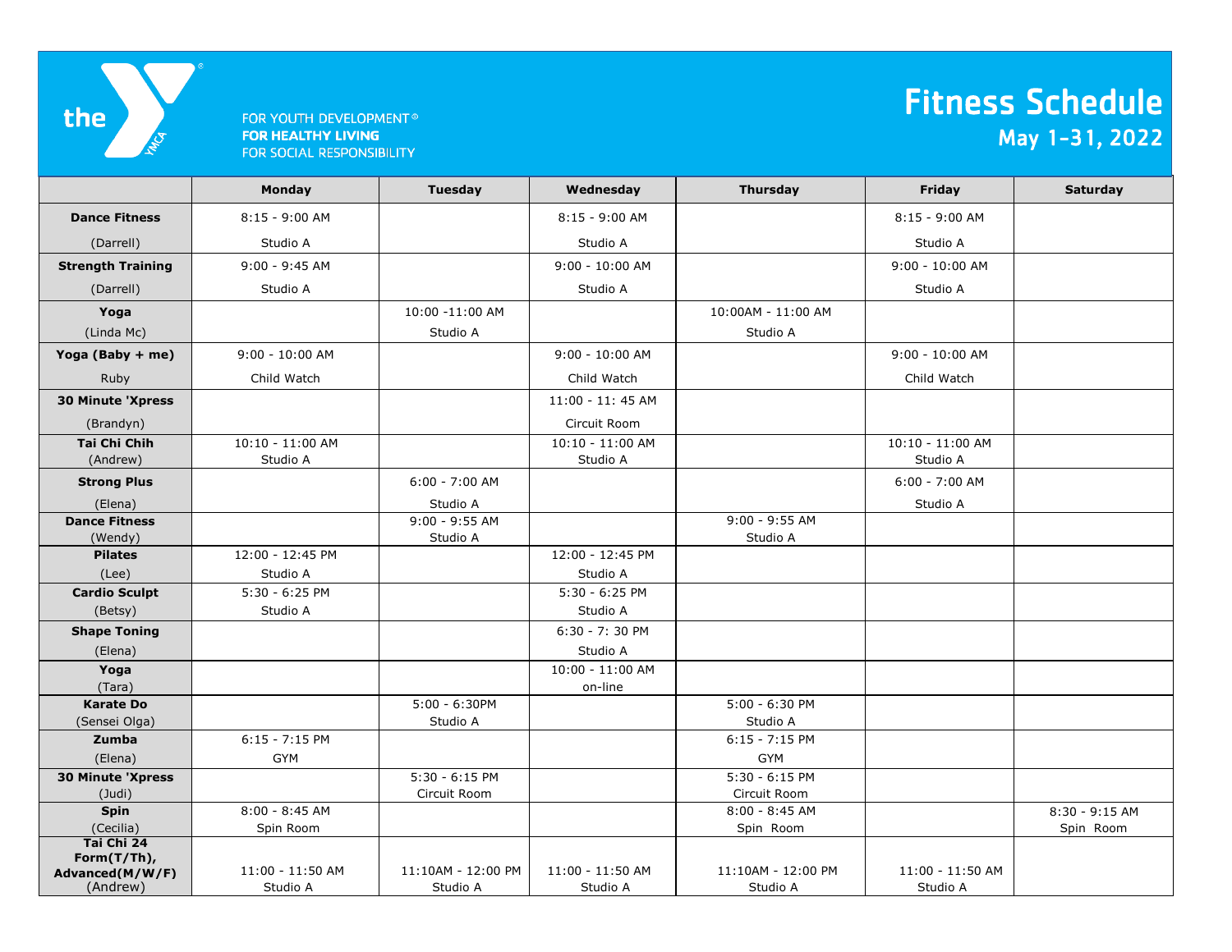the YMCA

FOR YOUTH DEVELOPMENT®
**FOR HEALTHY LIVING**
FOR SOCIAL RESPONSIBILITY

# Fitness Schedule

## May 1-31, 2022

| | Monday | Tuesday | Wednesday | Thursday | Friday | Saturday |
|---|---|---|---|---|---|---|
| **Dance Fitness** (Darrell) | 8:15 - 9:00 AM Studio A | | 8:15 - 9:00 AM Studio A | | 8:15 - 9:00 AM Studio A | |
| **Strength Training** (Darrell) | 9:00 - 9:45 AM Studio A | | 9:00 - 10:00 AM Studio A | | 9:00 - 10:00 AM Studio A | |
| **Yoga** (Linda Mc) | | 10:00 -11:00 AM Studio A | | 10:00AM - 11:00 AM Studio A | | |
| **Yoga (Baby + me)** Ruby | 9:00 - 10:00 AM Child Watch | | 9:00 - 10:00 AM Child Watch | | 9:00 - 10:00 AM Child Watch | |
| **30 Minute 'Xpress** (Brandyn) | | | 11:00 - 11: 45 AM Circuit Room | | | |
| **Tai Chi Chih** (Andrew) | 10:10 - 11:00 AM Studio A | | 10:10 - 11:00 AM Studio A | | 10:10 - 11:00 AM Studio A | |
| **Strong Plus** (Elena) | | 6:00 - 7:00 AM Studio A | | | 6:00 - 7:00 AM Studio A | |
| **Dance Fitness** (Wendy) | | 9:00 - 9:55 AM Studio A | | 9:00 - 9:55 AM Studio A | | |
| **Pilates** (Lee) | 12:00 - 12:45 PM Studio A | | 12:00 - 12:45 PM Studio A | | | |
| **Cardio Sculpt** (Betsy) | 5:30 - 6:25 PM Studio A | | 5:30 - 6:25 PM Studio A | | | |
| **Shape Toning** (Elena) | | | 6:30 - 7: 30 PM Studio A | | | |
| **Yoga** (Tara) | | | 10:00 - 11:00 AM on-line | | | |
| **Karate Do** (Sensei Olga) | | 5:00 - 6:30PM Studio A | | 5:00 - 6:30 PM Studio A | | |
| **Zumba** (Elena) | 6:15 - 7:15 PM GYM | | | 6:15 - 7:15 PM GYM | | |
| **30 Minute 'Xpress** (Judi) | | 5:30 - 6:15 PM Circuit Room | | 5:30 - 6:15 PM Circuit Room | | |
| **Spin** (Cecilia) | 8:00 - 8:45 AM Spin Room | | | 8:00 - 8:45 AM Spin Room | | 8:30 - 9:15 AM Spin Room |
| **Tai Chi 24 Form(T/Th), Advanced(M/W/F)** (Andrew) | 11:00 - 11:50 AM Studio A | 11:10AM - 12:00 PM Studio A | 11:00 - 11:50 AM Studio A | 11:10AM - 12:00 PM Studio A | 11:00 - 11:50 AM Studio A | |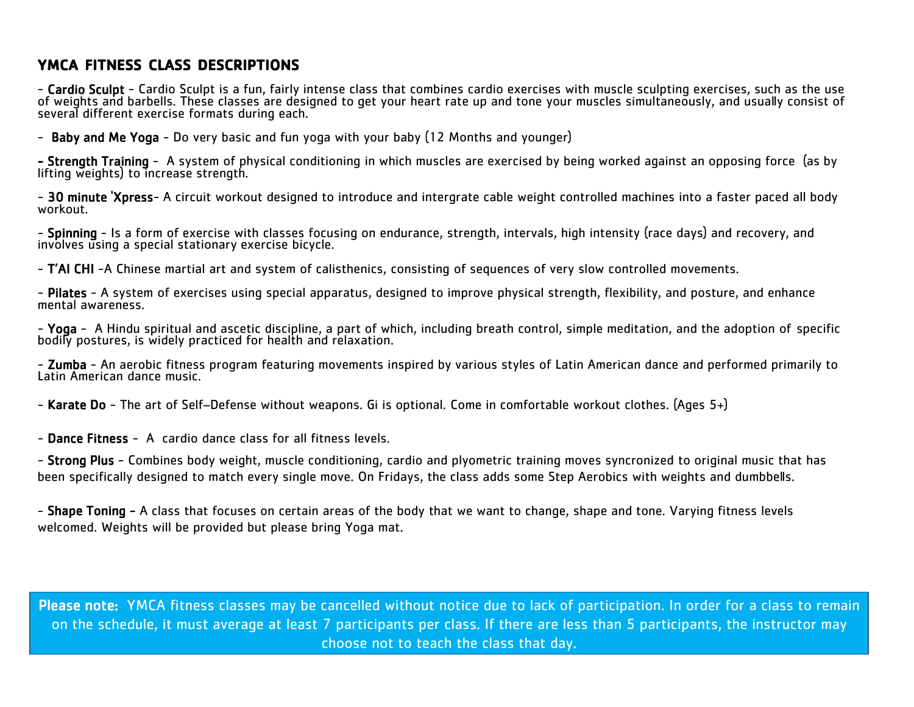## YMCA FITNESS CLASS DESCRIPTIONS

- **Cardio Sculpt** - Cardio Sculpt is a fun, fairly intense class that combines cardio exercises with muscle sculpting exercises, such as the use of weights and barbells. These classes are designed to get your heart rate up and tone your muscles simultaneously, and usually consist of several different exercise formats during each.

- **Baby and Me Yoga** - Do very basic and fun yoga with your baby (12 Months and younger)

- **Strength Training** - A system of physical conditioning in which muscles are exercised by being worked against an opposing force (as by lifting weights) to increase strength.

- **30 minute 'Xpress**- A circuit workout designed to introduce and intergrate cable weight controlled machines into a faster paced all body workout.

- **Spinning** - Is a form of exercise with classes focusing on endurance, strength, intervals, high intensity (race days) and recovery, and involves using a special stationary exercise bicycle.

- **T'AI CHI** -A Chinese martial art and system of calisthenics, consisting of sequences of very slow controlled movements.

- **Pilates** - A system of exercises using special apparatus, designed to improve physical strength, flexibility, and posture, and enhance mental awareness.

- **Yoga** - A Hindu spiritual and ascetic discipline, a part of which, including breath control, simple meditation, and the adoption of specific bodily postures, is widely practiced for health and relaxation.

- **Zumba** - An aerobic fitness program featuring movements inspired by various styles of Latin American dance and performed primarily to Latin American dance music.

- **Karate Do** - The art of Self-Defense without weapons. Gi is optional. Come in comfortable workout clothes. (Ages 5+)

- **Dance Fitness** - A cardio dance class for all fitness levels.

- **Strong Plus** - Combines body weight, muscle conditioning, cardio and plyometric training moves syncronized to original music that has been specifically designed to match every single move. On Fridays, the class adds some Step Aerobics with weights and dumbbells.

- **Shape Toning** - A class that focuses on certain areas of the body that we want to change, shape and tone. Varying fitness levels welcomed. Weights will be provided but please bring Yoga mat.

**Please note:** YMCA fitness classes may be cancelled without notice due to lack of participation. In order for a class to remain on the schedule, it must average at least 7 participants per class. If there are less than 5 participants, the instructor may choose not to teach the class that day.